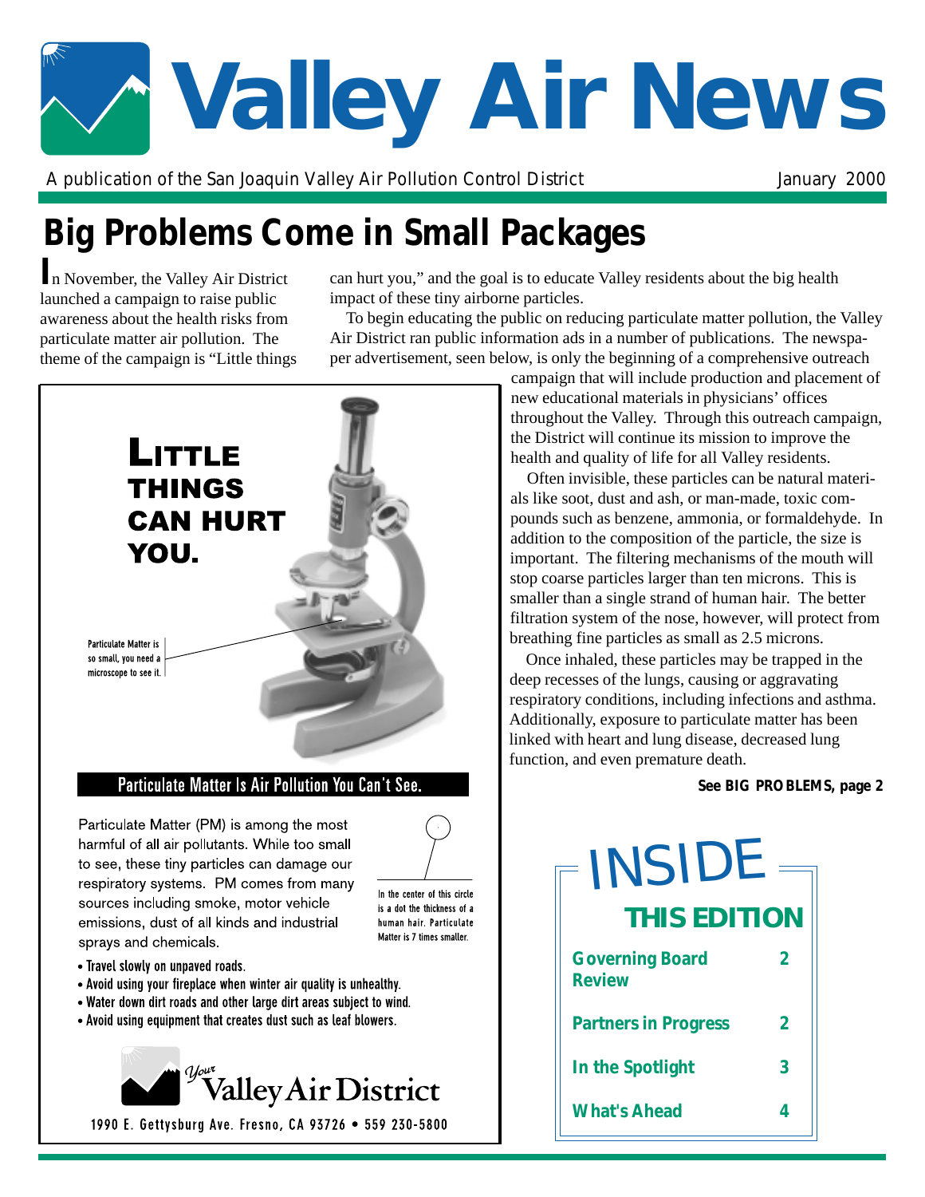# Valley Air News

A publication of the San Joaquin Valley Air Pollution Control District January 2000

## Big Problems Come in Small Packages

In November, the Valley Air District launched a campaign to raise public awareness about the health risks from particulate matter air pollution. The theme of the campaign is "Little things can hurt you," and the goal is to educate Valley residents about the big health impact of these tiny airborne particles.

To begin educating the public on reducing particulate matter pollution, the Valley Air District ran public information ads in a number of publications. The newspaper advertisement, seen below, is only the beginning of a comprehensive outreach campaign that will include production and placement of new educational materials in physicians' offices throughout the Valley. Through this outreach campaign, the District will continue its mission to improve the health and quality of life for all Valley residents.

Often invisible, these particles can be natural materials like soot, dust and ash, or man-made, toxic compounds such as benzene, ammonia, or formaldehyde. In addition to the composition of the particle, the size is important. The filtering mechanisms of the mouth will stop coarse particles larger than ten microns. This is smaller than a single strand of human hair. The better filtration system of the nose, however, will protect from breathing fine particles as small as 2.5 microns.

Once inhaled, these particles may be trapped in the deep recesses of the lungs, causing or aggravating respiratory conditions, including infections and asthma. Additionally, exposure to particulate matter has been linked with heart and lung disease, decreased lung function, and even premature death.

**See BIG PROBLEMS, page 2**

---

**LITTLE THINGS CAN HURT YOU.**

Particulate Matter is so small, you need a microscope to see it.

**Particulate Matter Is Air Pollution You Can't See.**

Particulate Matter (PM) is among the most harmful of all air pollutants. While too small to see, these tiny particles can damage our respiratory systems. PM comes from many sources including smoke, motor vehicle emissions, dust of all kinds and industrial sprays and chemicals.

In the center of this circle is a dot the thickness of a human hair. Particulate Matter is 7 times smaller.

- Travel slowly on unpaved roads.
- Avoid using your fireplace when winter air quality is unhealthy.
- Water down dirt roads and other large dirt areas subject to wind.
- Avoid using equipment that creates dust such as leaf blowers.

Your Valley Air District

1990 E. Gettysburg Ave. Fresno, CA 93726 • 559 230-5800

---

**INSIDE THIS EDITION**

| | |
|---|---|
| Governing Board Review | 2 |
| Partners in Progress | 2 |
| In the Spotlight | 3 |
| What's Ahead | 4 |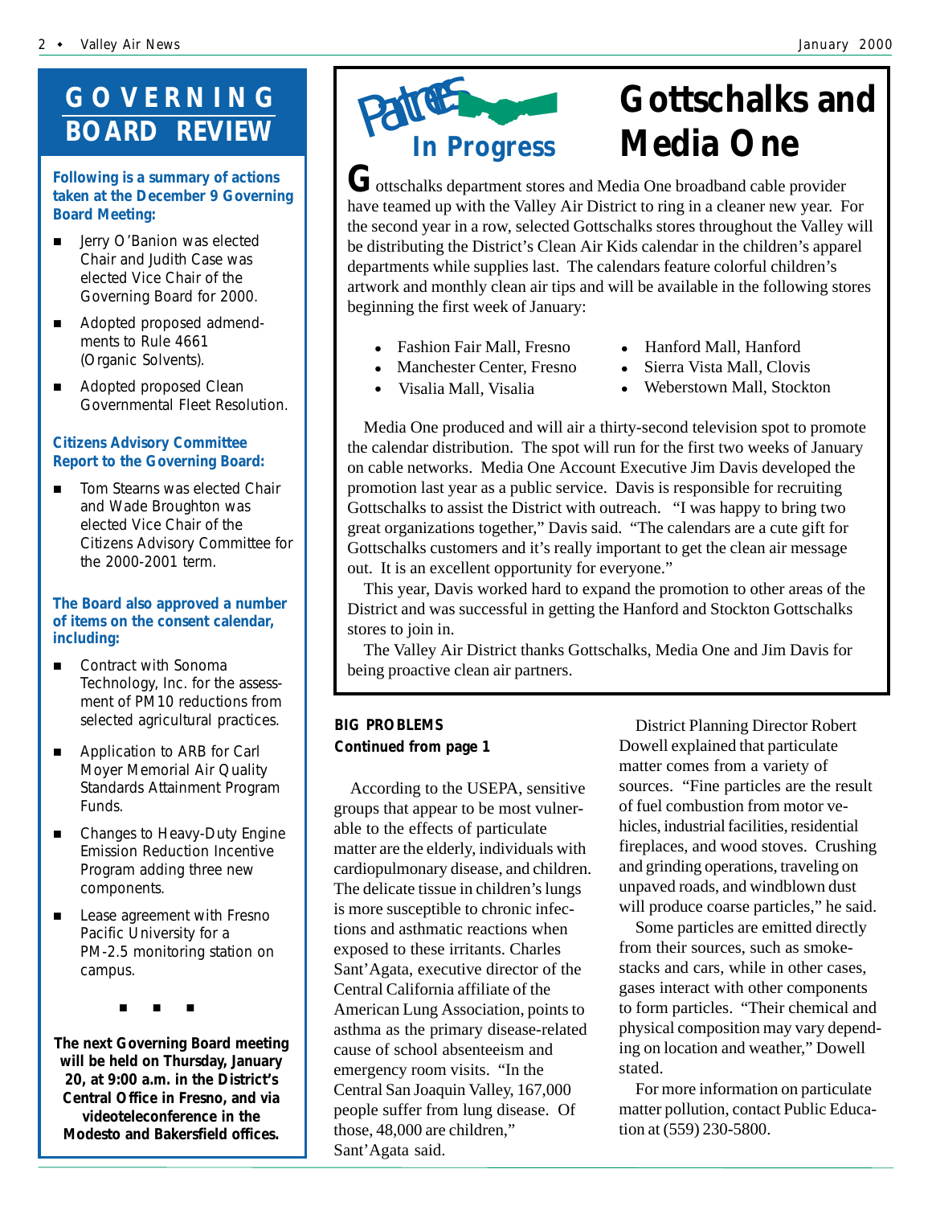## GOVERNING BOARD REVIEW

**Following is a summary of actions taken at the December 9 Governing Board Meeting:**

- Jerry O'Banion was elected Chair and Judith Case was elected Vice Chair of the Governing Board for 2000.
- Adopted proposed admendments to Rule 4661 (Organic Solvents).
- Adopted proposed Clean Governmental Fleet Resolution.

**Citizens Advisory Committee Report to the Governing Board:**

- Tom Stearns was elected Chair and Wade Broughton was elected Vice Chair of the Citizens Advisory Committee for the 2000-2001 term.

**The Board also approved a number of items on the consent calendar, including:**

- Contract with Sonoma Technology, Inc. for the assessment of PM10 reductions from selected agricultural practices.
- Application to ARB for Carl Moyer Memorial Air Quality Standards Attainment Program Funds.
- Changes to Heavy-Duty Engine Emission Reduction Incentive Program adding three new components.
- Lease agreement with Fresno Pacific University for a PM-2.5 monitoring station on campus.

■ ■ ■

**The next Governing Board meeting will be held on Thursday, January 20, at 9:00 a.m. in the District's Central Office in Fresno, and via videoteleconference in the Modesto and Bakersfield offices.**

## Partners In Progress

# Gottschalks and Media One

Gottschalks department stores and Media One broadband cable provider have teamed up with the Valley Air District to ring in a cleaner new year. For the second year in a row, selected Gottschalks stores throughout the Valley will be distributing the District's Clean Air Kids calendar in the children's apparel departments while supplies last. The calendars feature colorful children's artwork and monthly clean air tips and will be available in the following stores beginning the first week of January:

- Fashion Fair Mall, Fresno
- Manchester Center, Fresno
- Visalia Mall, Visalia
- Hanford Mall, Hanford
- Sierra Vista Mall, Clovis
- Weberstown Mall, Stockton

Media One produced and will air a thirty-second television spot to promote the calendar distribution. The spot will run for the first two weeks of January on cable networks. Media One Account Executive Jim Davis developed the promotion last year as a public service. Davis is responsible for recruiting Gottschalks to assist the District with outreach. "I was happy to bring two great organizations together," Davis said. "The calendars are a cute gift for Gottschalks customers and it's really important to get the clean air message out. It is an excellent opportunity for everyone."

This year, Davis worked hard to expand the promotion to other areas of the District and was successful in getting the Hanford and Stockton Gottschalks stores to join in.

The Valley Air District thanks Gottschalks, Media One and Jim Davis for being proactive clean air partners.

**BIG PROBLEMS**
**Continued from page 1**

According to the USEPA, sensitive groups that appear to be most vulnerable to the effects of particulate matter are the elderly, individuals with cardiopulmonary disease, and children. The delicate tissue in children's lungs is more susceptible to chronic infections and asthmatic reactions when exposed to these irritants. Charles Sant'Agata, executive director of the Central California affiliate of the American Lung Association, points to asthma as the primary disease-related cause of school absenteeism and emergency room visits. "In the Central San Joaquin Valley, 167,000 people suffer from lung disease. Of those, 48,000 are children," Sant'Agata said.

District Planning Director Robert Dowell explained that particulate matter comes from a variety of sources. "Fine particles are the result of fuel combustion from motor vehicles, industrial facilities, residential fireplaces, and wood stoves. Crushing and grinding operations, traveling on unpaved roads, and windblown dust will produce coarse particles," he said.

Some particles are emitted directly from their sources, such as smokestacks and cars, while in other cases, gases interact with other components to form particles. "Their chemical and physical composition may vary depending on location and weather," Dowell stated.

For more information on particulate matter pollution, contact Public Education at (559) 230-5800.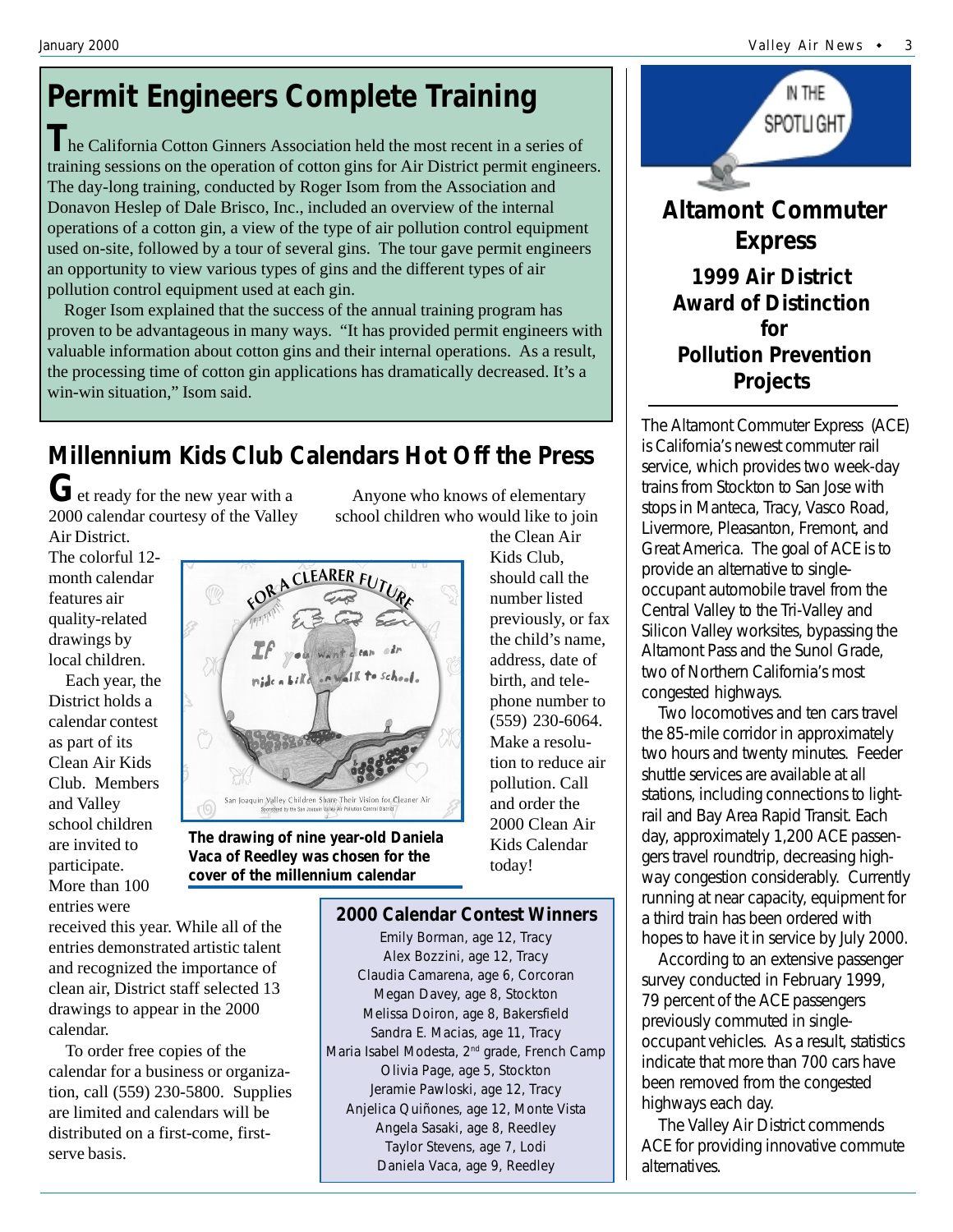# Permit Engineers Complete Training

The California Cotton Ginners Association held the most recent in a series of training sessions on the operation of cotton gins for Air District permit engineers. The day-long training, conducted by Roger Isom from the Association and Donavon Heslep of Dale Brisco, Inc., included an overview of the internal operations of a cotton gin, a view of the type of air pollution control equipment used on-site, followed by a tour of several gins. The tour gave permit engineers an opportunity to view various types of gins and the different types of air pollution control equipment used at each gin.

Roger Isom explained that the success of the annual training program has proven to be advantageous in many ways. "It has provided permit engineers with valuable information about cotton gins and their internal operations. As a result, the processing time of cotton gin applications has dramatically decreased. It's a win-win situation," Isom said.

# Millennium Kids Club Calendars Hot Off the Press

Get ready for the new year with a 2000 calendar courtesy of the Valley Air District. The colorful 12-month calendar features air quality-related drawings by local children.

Each year, the District holds a calendar contest as part of its Clean Air Kids Club. Members and Valley school children are invited to participate. More than 100 entries were received this year. While all of the entries demonstrated artistic talent and recognized the importance of clean air, District staff selected 13 drawings to appear in the 2000 calendar.

To order free copies of the calendar for a business or organization, call (559) 230-5800. Supplies are limited and calendars will be distributed on a first-come, first-serve basis.

Anyone who knows of elementary school children who would like to join the Clean Air Kids Club, should call the number listed previously, or fax the child's name, address, date of birth, and telephone number to (559) 230-6064. Make a resolution to reduce air pollution. Call and order the 2000 Clean Air Kids Calendar today!

**The drawing of nine year-old Daniela Vaca of Reedley was chosen for the cover of the millennium calendar**

### 2000 Calendar Contest Winners

- Emily Borman, age 12, Tracy
- Alex Bozzini, age 12, Tracy
- Claudia Camarena, age 6, Corcoran
- Megan Davey, age 8, Stockton
- Melissa Doiron, age 8, Bakersfield
- Sandra E. Macias, age 11, Tracy
- Maria Isabel Modesta, 2nd grade, French Camp
- Olivia Page, age 5, Stockton
- Jeramie Pawloski, age 12, Tracy
- Anjelica Quiñones, age 12, Monte Vista
- Angela Sasaki, age 8, Reedley
- Taylor Stevens, age 7, Lodi
- Daniela Vaca, age 9, Reedley

## In the Spotlight

# Altamont Commuter Express

### 1999 Air District Award of Distinction for Pollution Prevention Projects

The Altamont Commuter Express (ACE) is California's newest commuter rail service, which provides two week-day trains from Stockton to San Jose with stops in Manteca, Tracy, Vasco Road, Livermore, Pleasanton, Fremont, and Great America. The goal of ACE is to provide an alternative to single-occupant automobile travel from the Central Valley to the Tri-Valley and Silicon Valley worksites, bypassing the Altamont Pass and the Sunol Grade, two of Northern California's most congested highways.

Two locomotives and ten cars travel the 85-mile corridor in approximately two hours and twenty minutes. Feeder shuttle services are available at all stations, including connections to light-rail and Bay Area Rapid Transit. Each day, approximately 1,200 ACE passengers travel roundtrip, decreasing highway congestion considerably. Currently running at near capacity, equipment for a third train has been ordered with hopes to have it in service by July 2000.

According to an extensive passenger survey conducted in February 1999, 79 percent of the ACE passengers previously commuted in single-occupant vehicles. As a result, statistics indicate that more than 700 cars have been removed from the congested highways each day.

The Valley Air District commends ACE for providing innovative commute alternatives.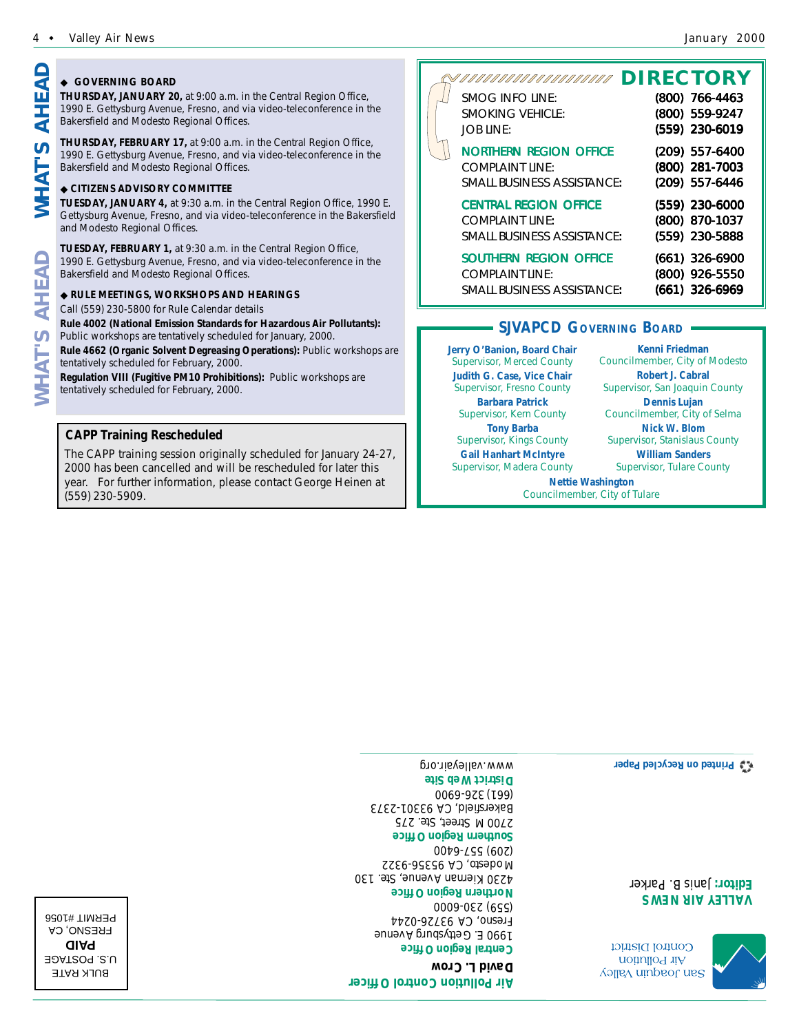## WHAT'S AHEAD

◆ **GOVERNING BOARD**

**THURSDAY, JANUARY 20,** at 9:00 a.m. in the Central Region Office, 1990 E. Gettysburg Avenue, Fresno, and via video-teleconference in the Bakersfield and Modesto Regional Offices.

**THURSDAY, FEBRUARY 17,** at 9:00 a.m. in the Central Region Office, 1990 E. Gettysburg Avenue, Fresno, and via video-teleconference in the Bakersfield and Modesto Regional Offices.

◆ **CITIZENS ADVISORY COMMITTEE**

**TUESDAY, JANUARY 4,** at 9:30 a.m. in the Central Region Office, 1990 E. Gettysburg Avenue, Fresno, and via video-teleconference in the Bakersfield and Modesto Regional Offices.

**TUESDAY, FEBRUARY 1,** at 9:30 a.m. in the Central Region Office, 1990 E. Gettysburg Avenue, Fresno, and via video-teleconference in the Bakersfield and Modesto Regional Offices.

◆ **RULE MEETINGS, WORKSHOPS AND HEARINGS**

Call (559) 230-5800 for Rule Calendar details

**Rule 4002 (National Emission Standards for Hazardous Air Pollutants):** Public workshops are tentatively scheduled for January, 2000.

**Rule 4662 (Organic Solvent Degreasing Operations):** Public workshops are tentatively scheduled for February, 2000.

**Regulation VIII (Fugitive PM10 Prohibitions):** Public workshops are tentatively scheduled for February, 2000.

### CAPP Training Rescheduled

The CAPP training session originally scheduled for January 24-27, 2000 has been cancelled and will be rescheduled for later this year. For further information, please contact George Heinen at (559) 230-5909.

## DIRECTORY

| | |
|---|---|
| SMOG INFO LINE: | (800) 766-4463 |
| SMOKING VEHICLE: | (800) 559-9247 |
| JOB LINE: | (559) 230-6019 |
| NORTHERN REGION OFFICE | (209) 557-6400 |
| COMPLAINT LINE: | (800) 281-7003 |
| SMALL BUSINESS ASSISTANCE: | (209) 557-6446 |
| CENTRAL REGION OFFICE | (559) 230-6000 |
| COMPLAINT LINE: | (800) 870-1037 |
| SMALL BUSINESS ASSISTANCE: | (559) 230-5888 |
| SOUTHERN REGION OFFICE | (661) 326-6900 |
| COMPLAINT LINE: | (800) 926-5550 |
| SMALL BUSINESS ASSISTANCE: | (661) 326-6969 |

## SJVAPCD GOVERNING BOARD

**Jerry O'Banion, Board Chair**
Supervisor, Merced County

**Judith G. Case, Vice Chair**
Supervisor, Fresno County

**Barbara Patrick**
Supervisor, Kern County

**Tony Barba**
Supervisor, Kings County

**Gail Hanhart McIntyre**
Supervisor, Madera County

**Kenni Friedman**
Councilmember, City of Modesto

**Robert J. Cabral**
Supervisor, San Joaquin County

**Dennis Lujan**
Councilmember, City of Selma

**Nick W. Blom**
Supervisor, Stanislaus County

**William Sanders**
Supervisor, Tulare County

**Nettie Washington**
Councilmember, City of Tulare

---

San Joaquin Valley Air Pollution Control District

**VALLEY AIR NEWS**
**Editor:** Janis B. Parker

**Air Pollution Control Officer**
**David L. Crow**

**Central Region Office**
1990 E. Gettysburg Avenue
Fresno, CA 93726-0244
(559) 230-6000

**Northern Region Office**
4230 Kiernan Avenue, Ste. 130
Modesto, CA 95356-9322
(209) 557-6400

**Southern Region Office**
2700 M Street, Ste. 275
Bakersfield, CA 93301-2373
(661) 326-6900

**District Web Site**
www.valleyair.org

Printed on Recycled Paper

BULK RATE
U.S. POSTAGE
**PAID**
FRESNO, CA
PERMIT #1056